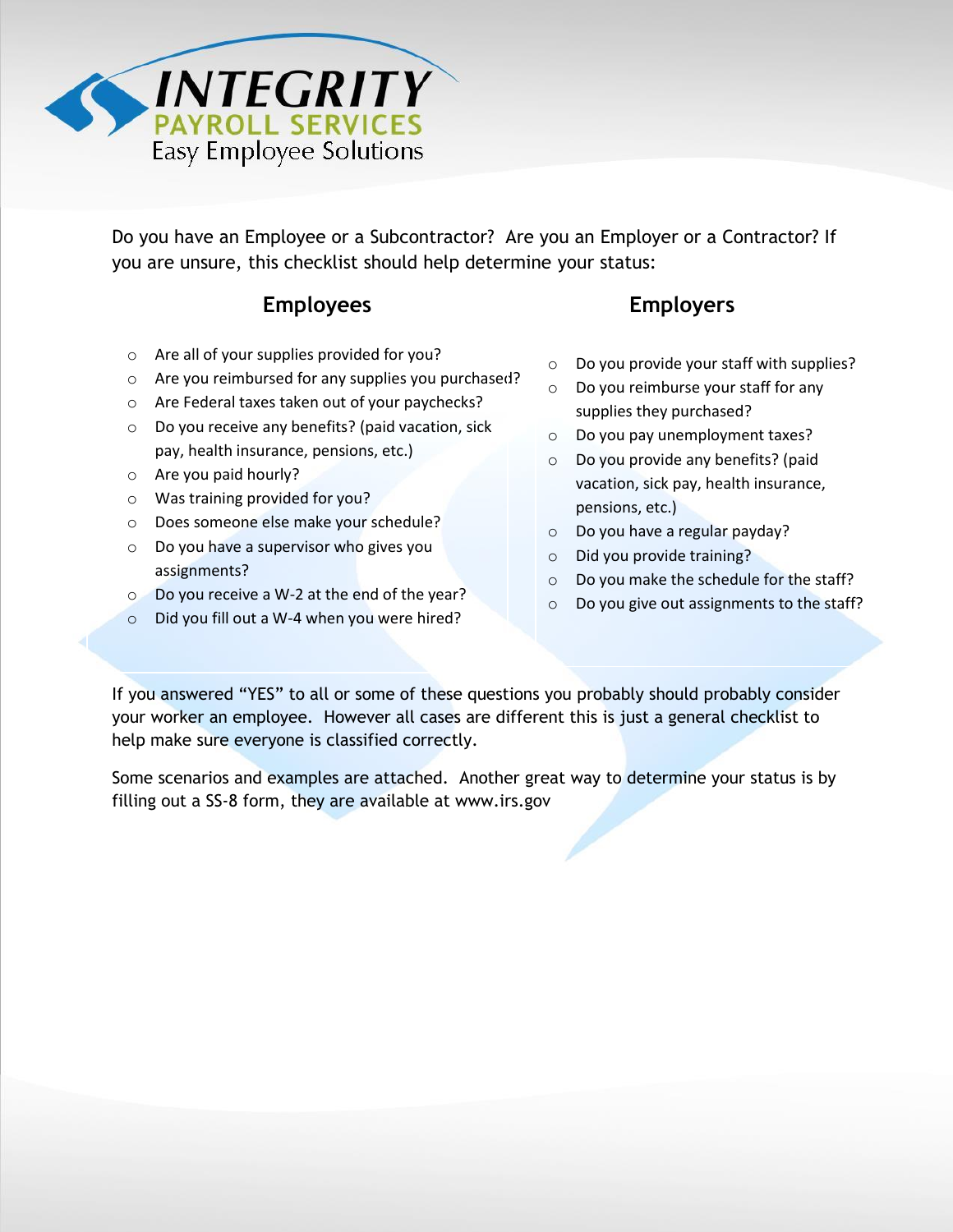# INTEGRITY PAYROLL SERVICES

Easy Employee Solutions

Do you have an Employee or a Subcontractor? Are you an Employer or a Contractor? If you are unsure, this checklist should help determine your status:

## Employees

- Are all of your supplies provided for you?
- Are you reimbursed for any supplies you purchased?
- Are Federal taxes taken out of your paychecks?
- Do you receive any benefits? (paid vacation, sick pay, health insurance, pensions, etc.)
- Are you paid hourly?
- Was training provided for you?
- Does someone else make your schedule?
- Do you have a supervisor who gives you assignments?
- Do you receive a W-2 at the end of the year?
- Did you fill out a W-4 when you were hired?

## Employers

- Do you provide your staff with supplies?
- Do you reimburse your staff for any supplies they purchased?
- Do you pay unemployment taxes?
- Do you provide any benefits? (paid vacation, sick pay, health insurance, pensions, etc.)
- Do you have a regular payday?
- Did you provide training?
- Do you make the schedule for the staff?
- Do you give out assignments to the staff?

If you answered "YES" to all or some of these questions you probably should probably consider your worker an employee. However all cases are different this is just a general checklist to help make sure everyone is classified correctly.

Some scenarios and examples are attached. Another great way to determine your status is by filling out a SS-8 form, they are available at www.irs.gov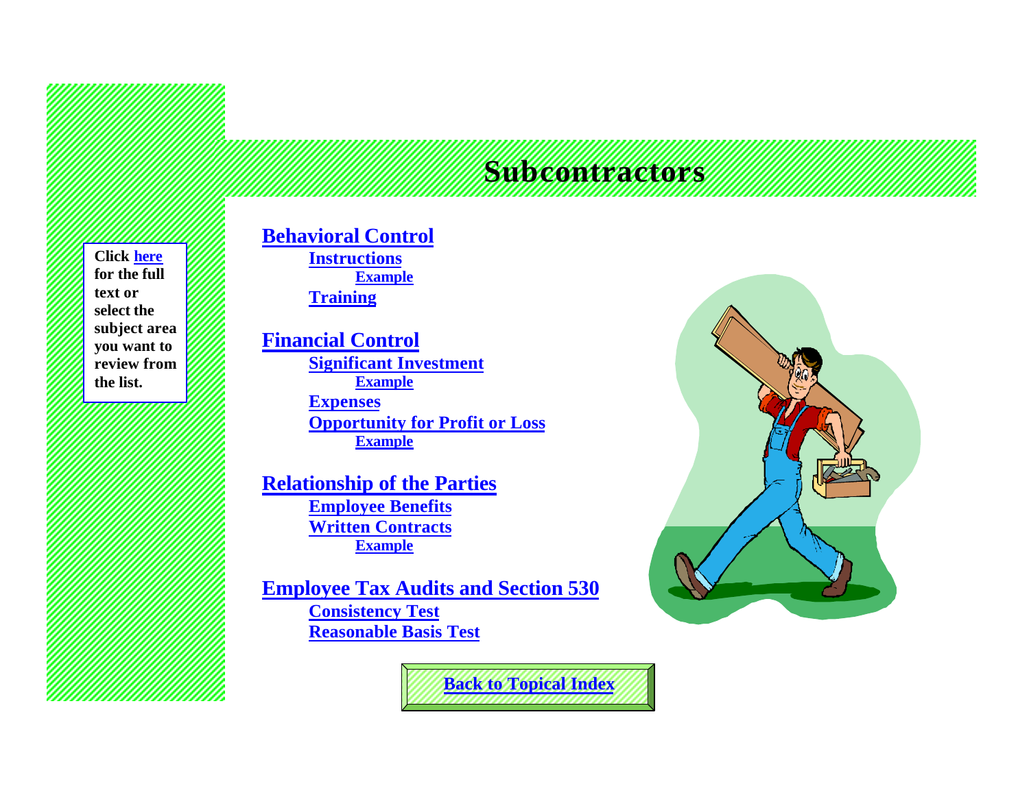# Subcontractors

Click here for the full text or select the subject area you want to review from the list.

## Behavioral Control

- Instructions
  - Example
- Training

## Financial Control

- Significant Investment
  - Example
- Expenses
- Opportunity for Profit or Loss
  - Example

## Relationship of the Parties

- Employee Benefits
- Written Contracts
  - Example

## Employee Tax Audits and Section 530

- Consistency Test
- Reasonable Basis Test

Back to Topical Index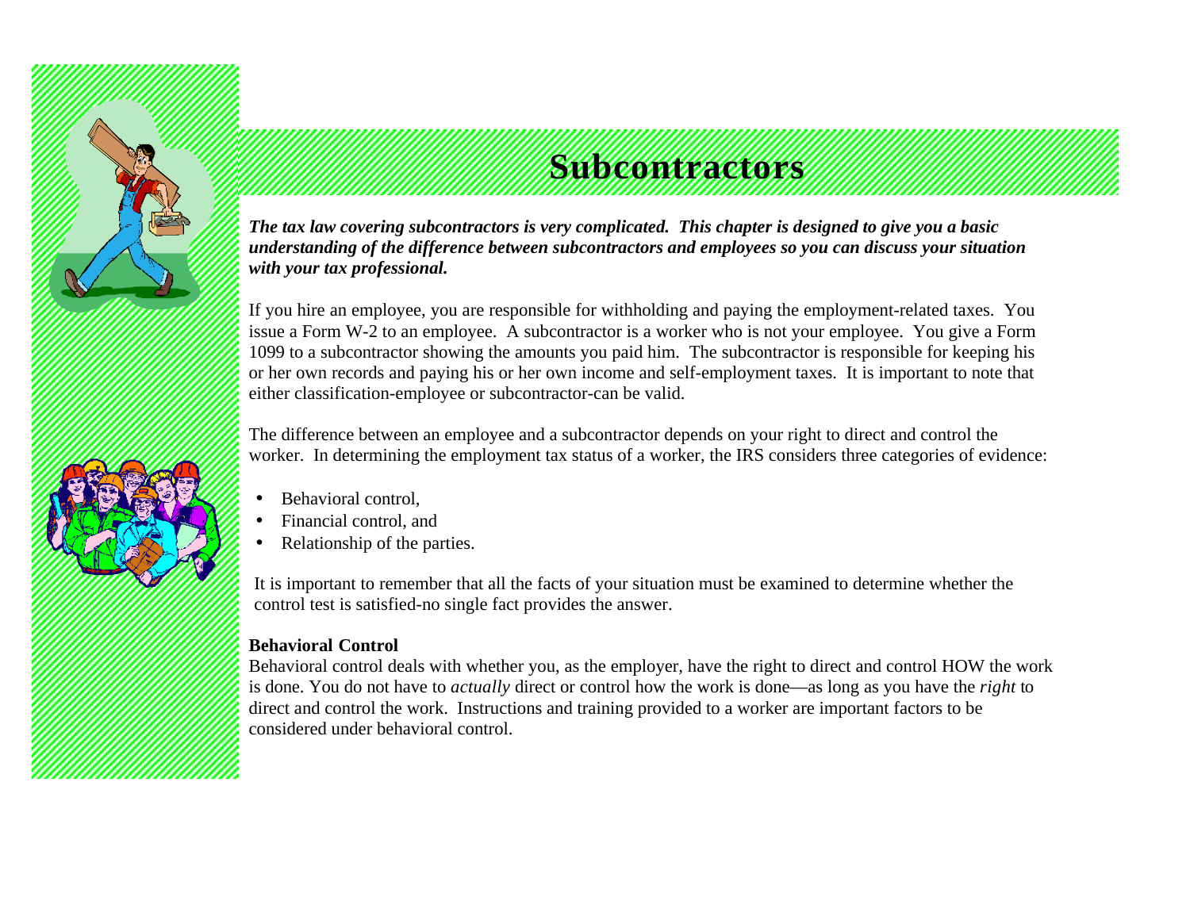# Subcontractors

***The tax law covering subcontractors is very complicated. This chapter is designed to give you a basic understanding of the difference between subcontractors and employees so you can discuss your situation with your tax professional.***

If you hire an employee, you are responsible for withholding and paying the employment-related taxes. You issue a Form W-2 to an employee. A subcontractor is a worker who is not your employee. You give a Form 1099 to a subcontractor showing the amounts you paid him. The subcontractor is responsible for keeping his or her own records and paying his or her own income and self-employment taxes. It is important to note that either classification-employee or subcontractor-can be valid.

The difference between an employee and a subcontractor depends on your right to direct and control the worker. In determining the employment tax status of a worker, the IRS considers three categories of evidence:

- Behavioral control,
- Financial control, and
- Relationship of the parties.

It is important to remember that all the facts of your situation must be examined to determine whether the control test is satisfied-no single fact provides the answer.

**Behavioral Control**

Behavioral control deals with whether you, as the employer, have the right to direct and control HOW the work is done. You do not have to *actually* direct or control how the work is done—as long as you have the *right* to direct and control the work. Instructions and training provided to a worker are important factors to be considered under behavioral control.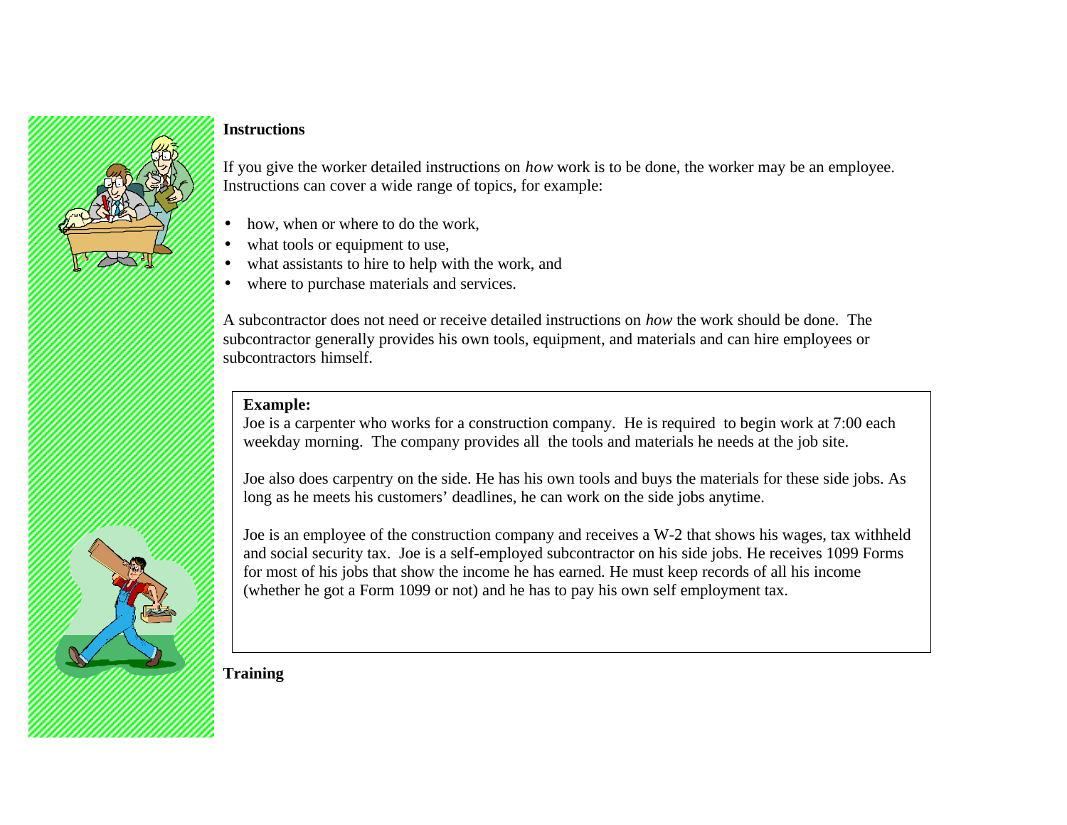## Instructions

If you give the worker detailed instructions on *how* work is to be done, the worker may be an employee. Instructions can cover a wide range of topics, for example:

- how, when or where to do the work,
- what tools or equipment to use,
- what assistants to hire to help with the work, and
- where to purchase materials and services.

A subcontractor does not need or receive detailed instructions on *how* the work should be done. The subcontractor generally provides his own tools, equipment, and materials and can hire employees or subcontractors himself.

> **Example:**
> Joe is a carpenter who works for a construction company. He is required to begin work at 7:00 each weekday morning. The company provides all the tools and materials he needs at the job site.
>
> Joe also does carpentry on the side. He has his own tools and buys the materials for these side jobs. As long as he meets his customers' deadlines, he can work on the side jobs anytime.
>
> Joe is an employee of the construction company and receives a W-2 that shows his wages, tax withheld and social security tax. Joe is a self-employed subcontractor on his side jobs. He receives 1099 Forms for most of his jobs that show the income he has earned. He must keep records of all his income (whether he got a Form 1099 or not) and he has to pay his own self employment tax.

## Training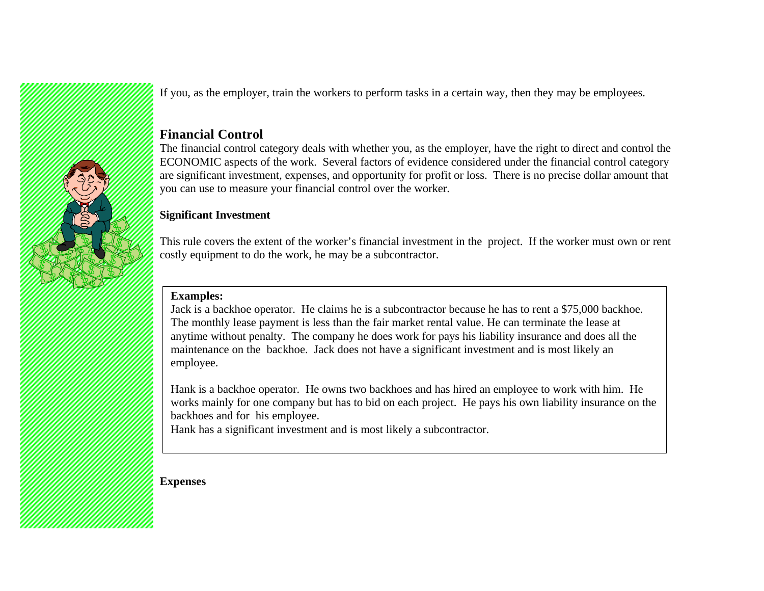If you, as the employer, train the workers to perform tasks in a certain way, then they may be employees.

## Financial Control

The financial control category deals with whether you, as the employer, have the right to direct and control the ECONOMIC aspects of the work. Several factors of evidence considered under the financial control category are significant investment, expenses, and opportunity for profit or loss. There is no precise dollar amount that you can use to measure your financial control over the worker.

### Significant Investment

This rule covers the extent of the worker's financial investment in the project. If the worker must own or rent costly equipment to do the work, he may be a subcontractor.

**Examples:**

Jack is a backhoe operator. He claims he is a subcontractor because he has to rent a $75,000 backhoe. The monthly lease payment is less than the fair market rental value. He can terminate the lease at anytime without penalty. The company he does work for pays his liability insurance and does all the maintenance on the backhoe. Jack does not have a significant investment and is most likely an employee.

Hank is a backhoe operator. He owns two backhoes and has hired an employee to work with him. He works mainly for one company but has to bid on each project. He pays his own liability insurance on the backhoes and for his employee.
Hank has a significant investment and is most likely a subcontractor.

### Expenses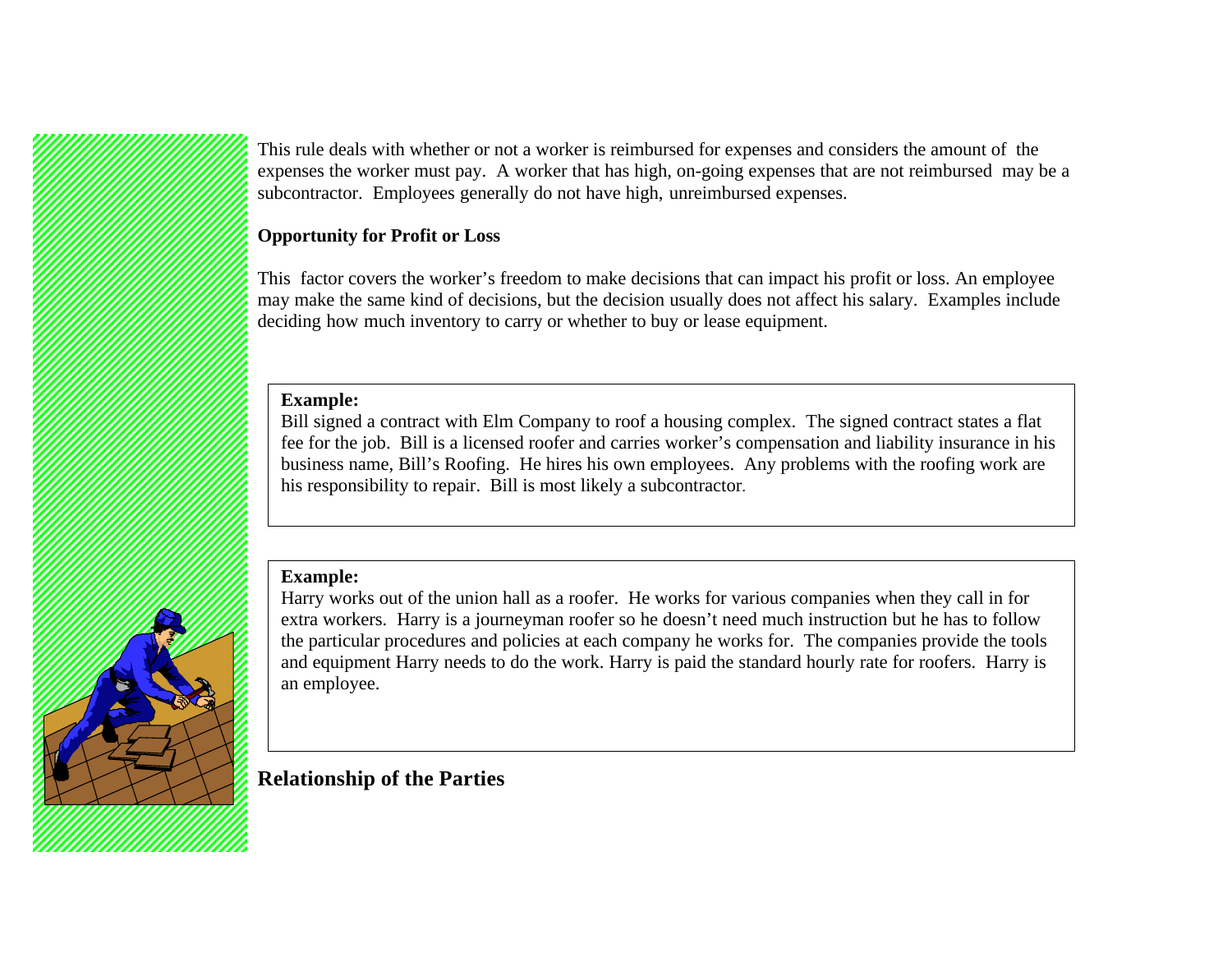This rule deals with whether or not a worker is reimbursed for expenses and considers the amount of the expenses the worker must pay. A worker that has high, on-going expenses that are not reimbursed may be a subcontractor. Employees generally do not have high, unreimbursed expenses.

**Opportunity for Profit or Loss**

This factor covers the worker's freedom to make decisions that can impact his profit or loss. An employee may make the same kind of decisions, but the decision usually does not affect his salary. Examples include deciding how much inventory to carry or whether to buy or lease equipment.

**Example:**
Bill signed a contract with Elm Company to roof a housing complex. The signed contract states a flat fee for the job. Bill is a licensed roofer and carries worker's compensation and liability insurance in his business name, Bill's Roofing. He hires his own employees. Any problems with the roofing work are his responsibility to repair. Bill is most likely a subcontractor.

**Example:**
Harry works out of the union hall as a roofer. He works for various companies when they call in for extra workers. Harry is a journeyman roofer so he doesn't need much instruction but he has to follow the particular procedures and policies at each company he works for. The companies provide the tools and equipment Harry needs to do the work. Harry is paid the standard hourly rate for roofers. Harry is an employee.

## Relationship of the Parties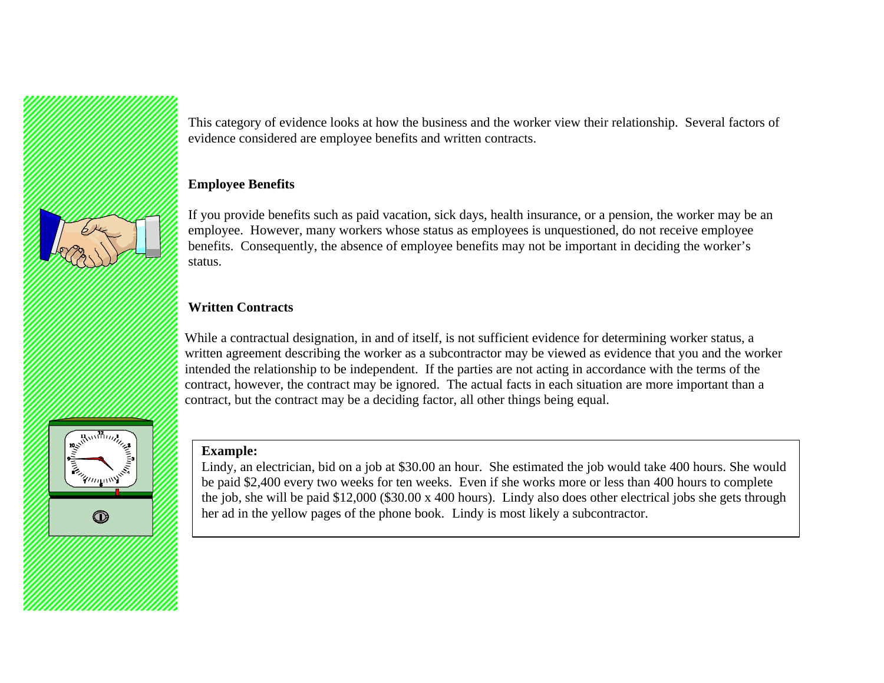This category of evidence looks at how the business and the worker view their relationship. Several factors of evidence considered are employee benefits and written contracts.

### Employee Benefits

If you provide benefits such as paid vacation, sick days, health insurance, or a pension, the worker may be an employee. However, many workers whose status as employees is unquestioned, do not receive employee benefits. Consequently, the absence of employee benefits may not be important in deciding the worker's status.

### Written Contracts

While a contractual designation, in and of itself, is not sufficient evidence for determining worker status, a written agreement describing the worker as a subcontractor may be viewed as evidence that you and the worker intended the relationship to be independent. If the parties are not acting in accordance with the terms of the contract, however, the contract may be ignored. The actual facts in each situation are more important than a contract, but the contract may be a deciding factor, all other things being equal.

> **Example:**
> Lindy, an electrician, bid on a job at $30.00 an hour. She estimated the job would take 400 hours. She would be paid $2,400 every two weeks for ten weeks. Even if she works more or less than 400 hours to complete the job, she will be paid $12,000 ($30.00 x 400 hours). Lindy also does other electrical jobs she gets through her ad in the yellow pages of the phone book. Lindy is most likely a subcontractor.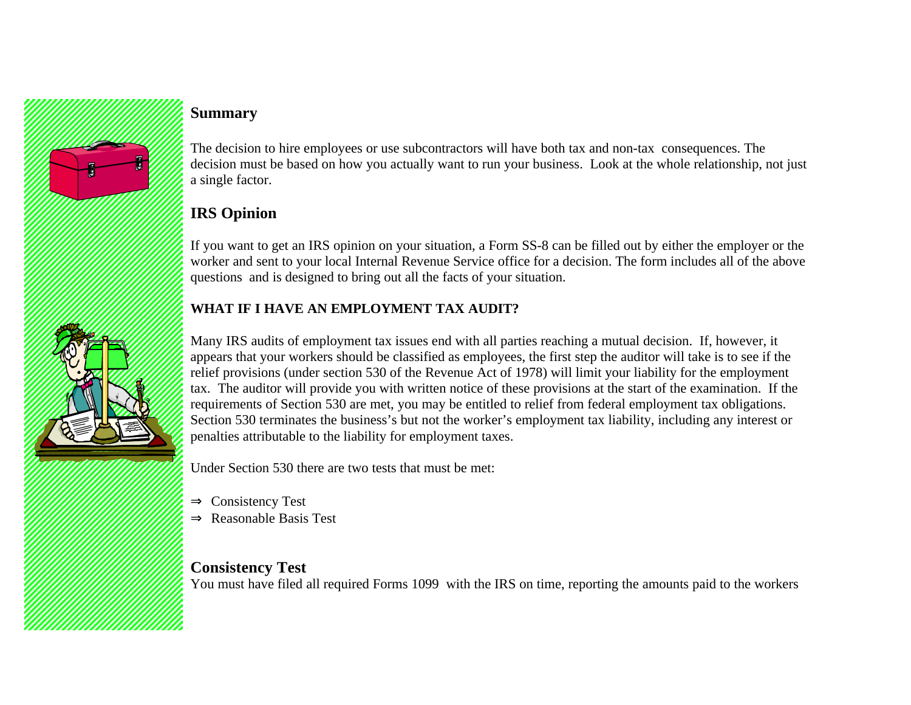## Summary

The decision to hire employees or use subcontractors will have both tax and non-tax consequences. The decision must be based on how you actually want to run your business. Look at the whole relationship, not just a single factor.

## IRS Opinion

If you want to get an IRS opinion on your situation, a Form SS-8 can be filled out by either the employer or the worker and sent to your local Internal Revenue Service office for a decision. The form includes all of the above questions and is designed to bring out all the facts of your situation.

### WHAT IF I HAVE AN EMPLOYMENT TAX AUDIT?

Many IRS audits of employment tax issues end with all parties reaching a mutual decision. If, however, it appears that your workers should be classified as employees, the first step the auditor will take is to see if the relief provisions (under section 530 of the Revenue Act of 1978) will limit your liability for the employment tax. The auditor will provide you with written notice of these provisions at the start of the examination. If the requirements of Section 530 are met, you may be entitled to relief from federal employment tax obligations. Section 530 terminates the business's but not the worker's employment tax liability, including any interest or penalties attributable to the liability for employment taxes.

Under Section 530 there are two tests that must be met:

- ⇒ Consistency Test
- ⇒ Reasonable Basis Test

## Consistency Test

You must have filed all required Forms 1099 with the IRS on time, reporting the amounts paid to the workers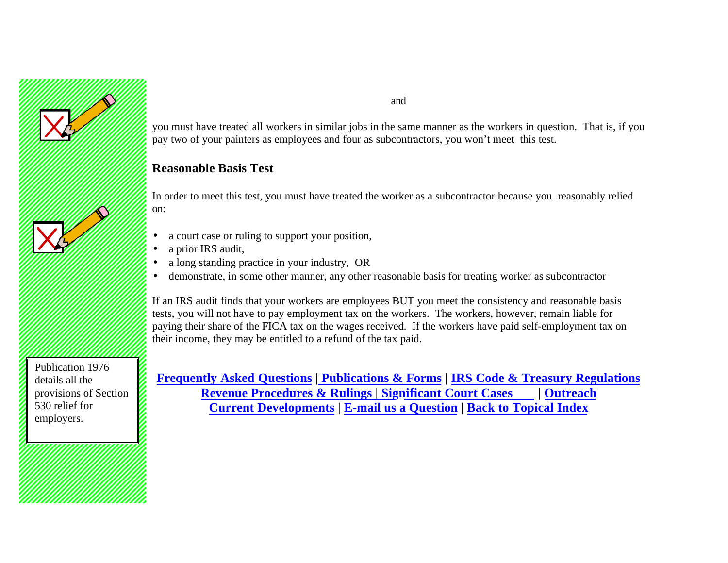and

you must have treated all workers in similar jobs in the same manner as the workers in question. That is, if you pay two of your painters as employees and four as subcontractors, you won't meet this test.

### Reasonable Basis Test

In order to meet this test, you must have treated the worker as a subcontractor because you reasonably relied on:

- a court case or ruling to support your position,
- a prior IRS audit,
- a long standing practice in your industry, OR
- demonstrate, in some other manner, any other reasonable basis for treating worker as subcontractor

If an IRS audit finds that your workers are employees BUT you meet the consistency and reasonable basis tests, you will not have to pay employment tax on the workers. The workers, however, remain liable for paying their share of the FICA tax on the wages received. If the workers have paid self-employment tax on their income, they may be entitled to a refund of the tax paid.

Publication 1976 details all the provisions of Section 530 relief for employers.

**Frequently Asked Questions** | **Publications & Forms** | **IRS Code & Treasury Regulations**
**Revenue Procedures & Rulings** | **Significant Court Cases** | **Outreach**
**Current Developments** | **E-mail us a Question** | **Back to Topical Index**